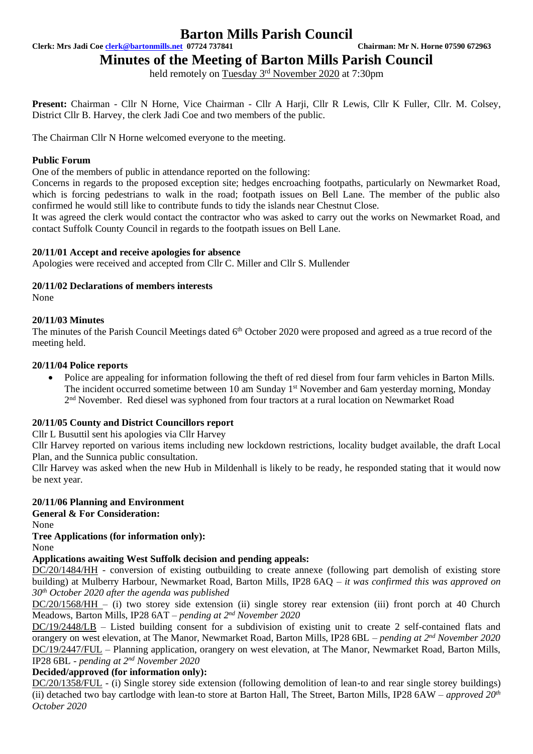# Barton Mills Parish Council

**Clerk: Mrs Jadi Coe clerk@bartonmills.net 07724 737841 Chairman: Mr N. Horne 07590 672963**

## Minutes of the Meeting of Barton Mills Parish Council

held remotely on Tuesday 3rd November 2020 at 7:30pm

**Present:** Chairman - Cllr N Horne, Vice Chairman - Cllr A Harji, Cllr R Lewis, Cllr K Fuller, Cllr. M. Colsey, District Cllr B. Harvey, the clerk Jadi Coe and two members of the public.

The Chairman Cllr N Horne welcomed everyone to the meeting.

### Public Forum

One of the members of public in attendance reported on the following:

Concerns in regards to the proposed exception site; hedges encroaching footpaths, particularly on Newmarket Road, which is forcing pedestrians to walk in the road; footpath issues on Bell Lane. The member of the public also confirmed he would still like to contribute funds to tidy the islands near Chestnut Close.

It was agreed the clerk would contact the contractor who was asked to carry out the works on Newmarket Road, and contact Suffolk County Council in regards to the footpath issues on Bell Lane.

### 20/11/01 Accept and receive apologies for absence

Apologies were received and accepted from Cllr C. Miller and Cllr S. Mullender

### 20/11/02 Declarations of members interests

None

### 20/11/03 Minutes

The minutes of the Parish Council Meetings dated 6th October 2020 were proposed and agreed as a true record of the meeting held.

### 20/11/04 Police reports

- Police are appealing for information following the theft of red diesel from four farm vehicles in Barton Mills. The incident occurred sometime between 10 am Sunday 1st November and 6am yesterday morning, Monday 2nd November. Red diesel was syphoned from four tractors at a rural location on Newmarket Road

### 20/11/05 County and District Councillors report

Cllr L Busuttil sent his apologies via Cllr Harvey

Cllr Harvey reported on various items including new lockdown restrictions, locality budget available, the draft Local Plan, and the Sunnica public consultation.

Cllr Harvey was asked when the new Hub in Mildenhall is likely to be ready, he responded stating that it would now be next year.

### 20/11/06 Planning and Environment

**General & For Consideration:**

None

**Tree Applications (for information only):**

None

**Applications awaiting West Suffolk decision and pending appeals:**

DC/20/1484/HH - conversion of existing outbuilding to create annexe (following part demolish of existing store building) at Mulberry Harbour, Newmarket Road, Barton Mills, IP28 6AQ – *it was confirmed this was approved on 30th October 2020 after the agenda was published*

DC/20/1568/HH – (i) two storey side extension (ii) single storey rear extension (iii) front porch at 40 Church Meadows, Barton Mills, IP28 6AT – *pending at 2nd November 2020*

DC/19/2448/LB – Listed building consent for a subdivision of existing unit to create 2 self-contained flats and orangery on west elevation, at The Manor, Newmarket Road, Barton Mills, IP28 6BL – *pending at 2nd November 2020*

DC/19/2447/FUL – Planning application, orangery on west elevation, at The Manor, Newmarket Road, Barton Mills, IP28 6BL - *pending at 2nd November 2020*

**Decided/approved (for information only):**

DC/20/1358/FUL - (i) Single storey side extension (following demolition of lean-to and rear single storey buildings) (ii) detached two bay cartlodge with lean-to store at Barton Hall, The Street, Barton Mills, IP28 6AW – *approved 20th October 2020*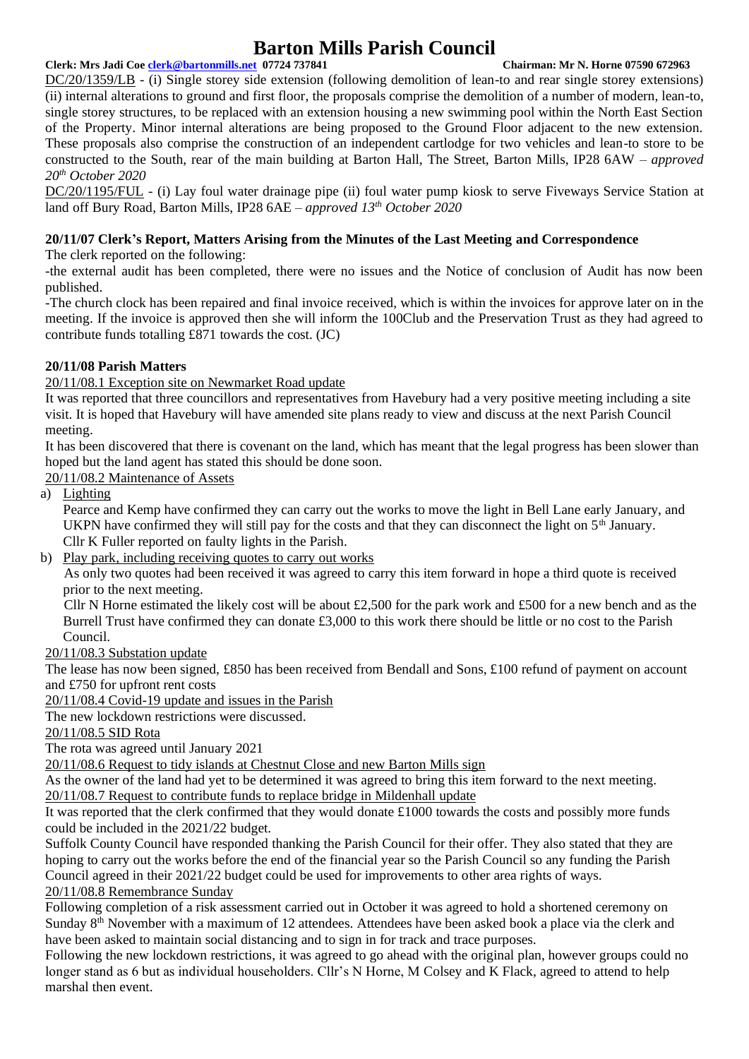DC/20/1359/LB - (i) Single storey side extension (following demolition of lean-to and rear single storey extensions) (ii) internal alterations to ground and first floor, the proposals comprise the demolition of a number of modern, lean-to, single storey structures, to be replaced with an extension housing a new swimming pool within the North East Section of the Property. Minor internal alterations are being proposed to the Ground Floor adjacent to the new extension. These proposals also comprise the construction of an independent cartlodge for two vehicles and lean-to store to be constructed to the South, rear of the main building at Barton Hall, The Street, Barton Mills, IP28 6AW – *approved 20th October 2020*

DC/20/1195/FUL - (i) Lay foul water drainage pipe (ii) foul water pump kiosk to serve Fiveways Service Station at land off Bury Road, Barton Mills, IP28 6AE – *approved 13th October 2020*

### 20/11/07 Clerk's Report, Matters Arising from the Minutes of the Last Meeting and Correspondence

The clerk reported on the following:

-the external audit has been completed, there were no issues and the Notice of conclusion of Audit has now been published.

-The church clock has been repaired and final invoice received, which is within the invoices for approve later on in the meeting. If the invoice is approved then she will inform the 100Club and the Preservation Trust as they had agreed to contribute funds totalling £871 towards the cost. (JC)

### 20/11/08 Parish Matters

20/11/08.1 Exception site on Newmarket Road update

It was reported that three councillors and representatives from Havebury had a very positive meeting including a site visit. It is hoped that Havebury will have amended site plans ready to view and discuss at the next Parish Council meeting.

It has been discovered that there is covenant on the land, which has meant that the legal progress has been slower than hoped but the land agent has stated this should be done soon.

20/11/08.2 Maintenance of Assets

a) Lighting

Pearce and Kemp have confirmed they can carry out the works to move the light in Bell Lane early January, and UKPN have confirmed they will still pay for the costs and that they can disconnect the light on 5th January.

Cllr K Fuller reported on faulty lights in the Parish.

b) Play park, including receiving quotes to carry out works

As only two quotes had been received it was agreed to carry this item forward in hope a third quote is received prior to the next meeting.

Cllr N Horne estimated the likely cost will be about £2,500 for the park work and £500 for a new bench and as the Burrell Trust have confirmed they can donate £3,000 to this work there should be little or no cost to the Parish Council.

20/11/08.3 Substation update

The lease has now been signed, £850 has been received from Bendall and Sons, £100 refund of payment on account and £750 for upfront rent costs

20/11/08.4 Covid-19 update and issues in the Parish

The new lockdown restrictions were discussed.

20/11/08.5 SID Rota

The rota was agreed until January 2021

20/11/08.6 Request to tidy islands at Chestnut Close and new Barton Mills sign

As the owner of the land had yet to be determined it was agreed to bring this item forward to the next meeting.

20/11/08.7 Request to contribute funds to replace bridge in Mildenhall update

It was reported that the clerk confirmed that they would donate £1000 towards the costs and possibly more funds could be included in the 2021/22 budget.

Suffolk County Council have responded thanking the Parish Council for their offer. They also stated that they are hoping to carry out the works before the end of the financial year so the Parish Council so any funding the Parish Council agreed in their 2021/22 budget could be used for improvements to other area rights of ways.

20/11/08.8 Remembrance Sunday

Following completion of a risk assessment carried out in October it was agreed to hold a shortened ceremony on Sunday 8th November with a maximum of 12 attendees. Attendees have been asked book a place via the clerk and have been asked to maintain social distancing and to sign in for track and trace purposes.

Following the new lockdown restrictions, it was agreed to go ahead with the original plan, however groups could no longer stand as 6 but as individual householders. Cllr's N Horne, M Colsey and K Flack, agreed to attend to help marshal then event.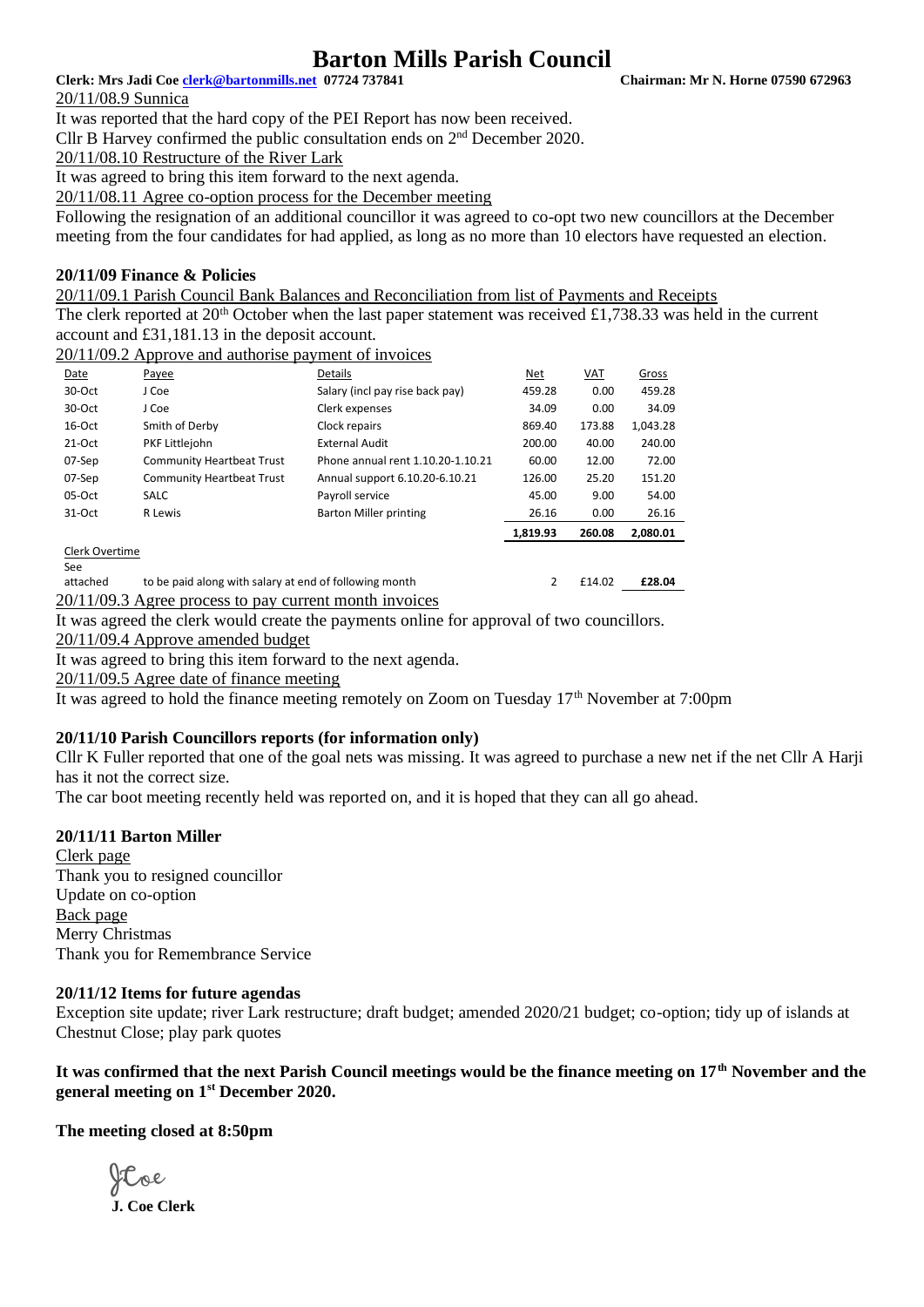# Barton Mills Parish Council

**Clerk: Mrs Jadi Coe clerk@bartonmills.net 07724 737841** **Chairman: Mr N. Horne 07590 672963**

20/11/08.9 Sunnica

It was reported that the hard copy of the PEI Report has now been received.

Cllr B Harvey confirmed the public consultation ends on 2nd December 2020.

20/11/08.10 Restructure of the River Lark

It was agreed to bring this item forward to the next agenda.

20/11/08.11 Agree co-option process for the December meeting

Following the resignation of an additional councillor it was agreed to co-opt two new councillors at the December meeting from the four candidates for had applied, as long as no more than 10 electors have requested an election.

**20/11/09 Finance & Policies**

20/11/09.1 Parish Council Bank Balances and Reconciliation from list of Payments and Receipts

The clerk reported at 20th October when the last paper statement was received £1,738.33 was held in the current account and £31,181.13 in the deposit account.

20/11/09.2 Approve and authorise payment of invoices

| Date | Payee | Details | Net | VAT | Gross |
|---|---|---|---|---|---|
| 30-Oct | J Coe | Salary (incl pay rise back pay) | 459.28 | 0.00 | 459.28 |
| 30-Oct | J Coe | Clerk expenses | 34.09 | 0.00 | 34.09 |
| 16-Oct | Smith of Derby | Clock repairs | 869.40 | 173.88 | 1,043.28 |
| 21-Oct | PKF Littlejohn | External Audit | 200.00 | 40.00 | 240.00 |
| 07-Sep | Community Heartbeat Trust | Phone annual rent 1.10.20-1.10.21 | 60.00 | 12.00 | 72.00 |
| 07-Sep | Community Heartbeat Trust | Annual support 6.10.20-6.10.21 | 126.00 | 25.20 | 151.20 |
| 05-Oct | SALC | Payroll service | 45.00 | 9.00 | 54.00 |
| 31-Oct | R Lewis | Barton Miller printing | 26.16 | 0.00 | 26.16 |
| | | | **1,819.93** | **260.08** | **2,080.01** |
| Clerk Overtime | | | | | |
| See attached | to be paid along with salary at end of following month | | 2 | £14.02 | **£28.04** |

20/11/09.3 Agree process to pay current month invoices

It was agreed the clerk would create the payments online for approval of two councillors.

20/11/09.4 Approve amended budget

It was agreed to bring this item forward to the next agenda.

20/11/09.5 Agree date of finance meeting

It was agreed to hold the finance meeting remotely on Zoom on Tuesday 17th November at 7:00pm

**20/11/10 Parish Councillors reports (for information only)**

Cllr K Fuller reported that one of the goal nets was missing. It was agreed to purchase a new net if the net Cllr A Harji has it not the correct size.

The car boot meeting recently held was reported on, and it is hoped that they can all go ahead.

**20/11/11 Barton Miller**

Clerk page

Thank you to resigned councillor

Update on co-option

Back page

Merry Christmas

Thank you for Remembrance Service

**20/11/12 Items for future agendas**

Exception site update; river Lark restructure; draft budget; amended 2020/21 budget; co-option; tidy up of islands at Chestnut Close; play park quotes

**It was confirmed that the next Parish Council meetings would be the finance meeting on 17th November and the general meeting on 1st December 2020.**

**The meeting closed at 8:50pm**

JCoe

**J. Coe Clerk**